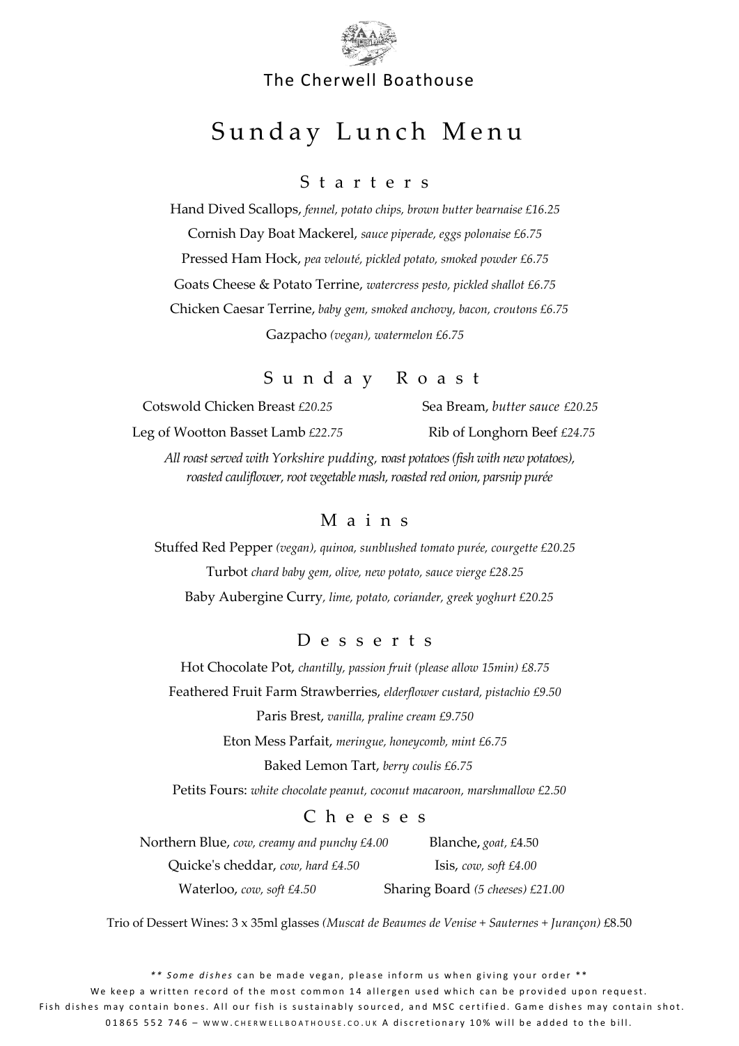# The Cherwell Boathouse

# Sunday Lunch Menu

## Starters

Hand Dived Scallops, *fennel, potato chips, brown butter bearnaise £16.25*

Cornish Day Boat Mackerel, *sauce piperade, eggs polonaise £6.75*

Pressed Ham Hock, *pea velouté, pickled potato, smoked powder £6.75*

Goats Cheese & Potato Terrine, *watercress pesto, pickled shallot £6.75*

Chicken Caesar Terrine, *baby gem, smoked anchovy, bacon, croutons £6.75*

Gazpacho *(vegan), watermelon £6.75*

## Sunday Roast

Cotswold Chicken Breast *£20.25*

Sea Bream, *butter sauce £20.25*

Leg of Wootton Basset Lamb *£22.75*

Rib of Longhorn Beef *£24.75*

*All roast served with Yorkshire pudding, roast potatoes (fish with new potatoes), roasted cauliflower, root vegetable mash, roasted red onion, parsnip purée*

## Mains

Stuffed Red Pepper *(vegan), quinoa, sunblushed tomato purée, courgette £20.25*

Turbot *chard baby gem, olive, new potato, sauce vierge £28.25*

Baby Aubergine Curry*, lime, potato, coriander, greek yoghurt £20.25*

## Desserts

Hot Chocolate Pot, *chantilly, passion fruit (please allow 15min) £8.75*

Feathered Fruit Farm Strawberries, *elderflower custard, pistachio £9.50*

Paris Brest, *vanilla, praline cream £9.750*

Eton Mess Parfait, *meringue, honeycomb, mint £6.75*

Baked Lemon Tart, *berry coulis £6.75*

Petits Fours: *white chocolate peanut, coconut macaroon, marshmallow £2.50*

## Cheeses

Northern Blue, *cow, creamy and punchy £4.00*

Blanche, *goat,* £4.50

Quicke's cheddar, *cow, hard £4.50*

Isis, *cow, soft £4.00*

Waterloo, *cow, soft £4.50*

Sharing Board *(5 cheeses) £21.00*

Trio of Dessert Wines: 3 x 35ml glasses *(Muscat de Beaumes de Venise + Sauternes + Jurançon)* £8.50

** *Some dishes* can be made vegan, please inform us when giving your order **

We keep a written record of the most common 14 allergen used which can be provided upon request.

Fish dishes may contain bones. All our fish is sustainably sourced, and MSC certified. Game dishes may contain shot.

01865 552 746 – WWW.CHERWELLBOATHOUSE.CO.UK A discretionary 10% will be added to the bill.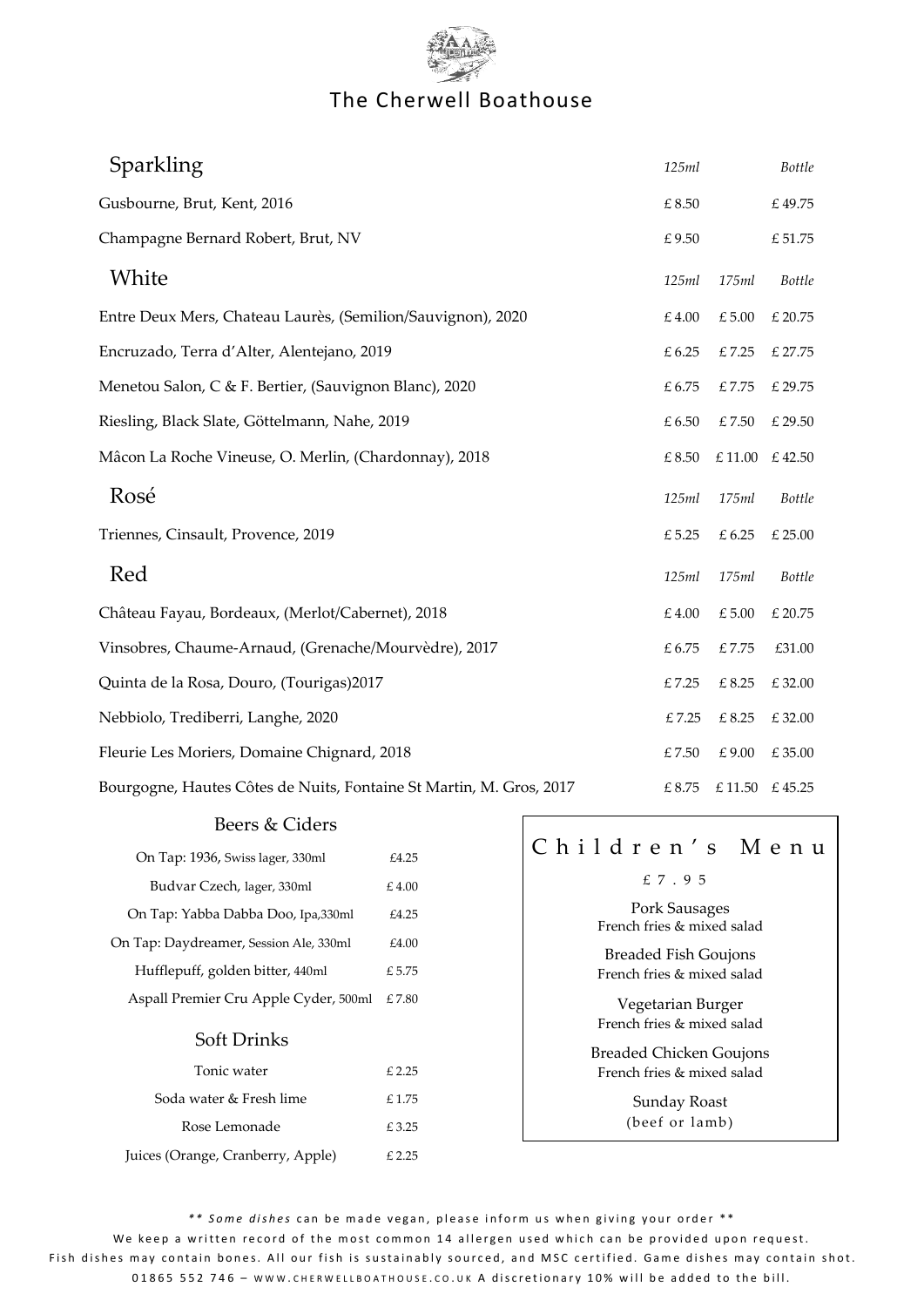# The Cherwell Boathouse

## Sparkling

| | 125ml | Bottle |
|---|---|---|
| Gusbourne, Brut, Kent, 2016 | £ 8.50 | £ 49.75 |
| Champagne Bernard Robert, Brut, NV | £ 9.50 | £ 51.75 |

## White

| | 125ml | 175ml | Bottle |
|---|---|---|---|
| Entre Deux Mers, Chateau Laurès, (Semilion/Sauvignon), 2020 | £ 4.00 | £ 5.00 | £ 20.75 |
| Encruzado, Terra d'Alter, Alentejano, 2019 | £ 6.25 | £ 7.25 | £ 27.75 |
| Menetou Salon, C & F. Bertier, (Sauvignon Blanc), 2020 | £ 6.75 | £ 7.75 | £ 29.75 |
| Riesling, Black Slate, Göttelmann, Nahe, 2019 | £ 6.50 | £ 7.50 | £ 29.50 |
| Mâcon La Roche Vineuse, O. Merlin, (Chardonnay), 2018 | £ 8.50 | £ 11.00 | £ 42.50 |

## Rosé

| | 125ml | 175ml | Bottle |
|---|---|---|---|
| Triennes, Cinsault, Provence, 2019 | £ 5.25 | £ 6.25 | £ 25.00 |

## Red

| | 125ml | 175ml | Bottle |
|---|---|---|---|
| Château Fayau, Bordeaux, (Merlot/Cabernet), 2018 | £ 4.00 | £ 5.00 | £ 20.75 |
| Vinsobres, Chaume-Arnaud, (Grenache/Mourvèdre), 2017 | £ 6.75 | £ 7.75 | £31.00 |
| Quinta de la Rosa, Douro, (Tourigas)2017 | £ 7.25 | £ 8.25 | £ 32.00 |
| Nebbiolo, Trediberri, Langhe, 2020 | £ 7.25 | £ 8.25 | £ 32.00 |
| Fleurie Les Moriers, Domaine Chignard, 2018 | £ 7.50 | £ 9.00 | £ 35.00 |
| Bourgogne, Hautes Côtes de Nuits, Fontaine St Martin, M. Gros, 2017 | £ 8.75 | £ 11.50 | £ 45.25 |

## Beers & Ciders

| | |
|---|---|
| On Tap: 1936, Swiss lager, 330ml | £4.25 |
| Budvar Czech, lager, 330ml | £ 4.00 |
| On Tap: Yabba Dabba Doo, Ipa,330ml | £4.25 |
| On Tap: Daydreamer, Session Ale, 330ml | £4.00 |
| Hufflepuff, golden bitter, 440ml | £ 5.75 |
| Aspall Premier Cru Apple Cyder, 500ml | £ 7.80 |

## Soft Drinks

| | |
|---|---|
| Tonic water | £ 2.25 |
| Soda water & Fresh lime | £ 1.75 |
| Rose Lemonade | £ 3.25 |
| Juices (Orange, Cranberry, Apple) | £ 2.25 |

## Children's Menu

£ 7.95

Pork Sausages
French fries & mixed salad

Breaded Fish Goujons
French fries & mixed salad

Vegetarian Burger
French fries & mixed salad

Breaded Chicken Goujons
French fries & mixed salad

Sunday Roast
(beef or lamb)

*** Some dishes* can be made vegan, please inform us when giving your order **

We keep a written record of the most common 14 allergen used which can be provided upon request.

Fish dishes may contain bones. All our fish is sustainably sourced, and MSC certified. Game dishes may contain shot.

01865 552 746 – WWW.CHERWELLBOATHOUSE.CO.UK A discretionary 10% will be added to the bill.